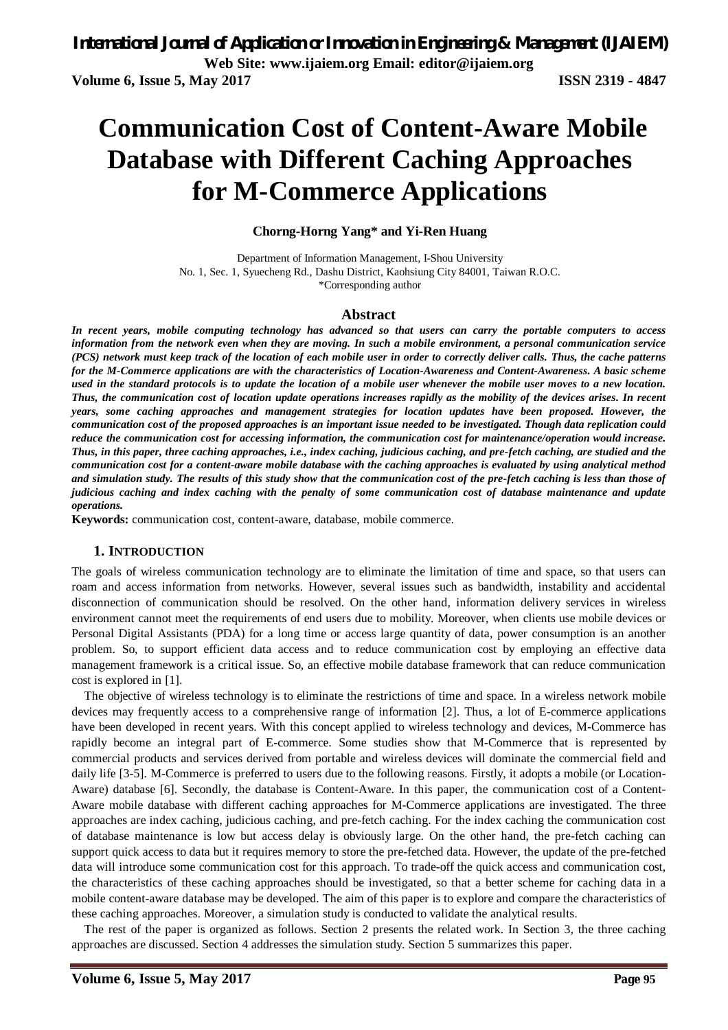# Communication Cost of Content-Aware Mobile Database with Different Caching Approaches for M-Commerce Applications

**Chorng-Horng Yang\* and Yi-Ren Huang**

Department of Information Management, I-Shou University
No. 1, Sec. 1, Syuecheng Rd., Dashu District, Kaohsiung City 84001, Taiwan R.O.C.
\*Corresponding author

## Abstract

***In recent years, mobile computing technology has advanced so that users can carry the portable computers to access information from the network even when they are moving. In such a mobile environment, a personal communication service (PCS) network must keep track of the location of each mobile user in order to correctly deliver calls. Thus, the cache patterns for the M-Commerce applications are with the characteristics of Location-Awareness and Content-Awareness. A basic scheme used in the standard protocols is to update the location of a mobile user whenever the mobile user moves to a new location. Thus, the communication cost of location update operations increases rapidly as the mobility of the devices arises. In recent years, some caching approaches and management strategies for location updates have been proposed. However, the communication cost of the proposed approaches is an important issue needed to be investigated. Though data replication could reduce the communication cost for accessing information, the communication cost for maintenance/operation would increase. Thus, in this paper, three caching approaches, i.e., index caching, judicious caching, and pre-fetch caching, are studied and the communication cost for a content-aware mobile database with the caching approaches is evaluated by using analytical method and simulation study. The results of this study show that the communication cost of the pre-fetch caching is less than those of judicious caching and index caching with the penalty of some communication cost of database maintenance and update operations.***

**Keywords:** communication cost, content-aware, database, mobile commerce.

## 1. Introduction

The goals of wireless communication technology are to eliminate the limitation of time and space, so that users can roam and access information from networks. However, several issues such as bandwidth, instability and accidental disconnection of communication should be resolved. On the other hand, information delivery services in wireless environment cannot meet the requirements of end users due to mobility. Moreover, when clients use mobile devices or Personal Digital Assistants (PDA) for a long time or access large quantity of data, power consumption is an another problem. So, to support efficient data access and to reduce communication cost by employing an effective data management framework is a critical issue. So, an effective mobile database framework that can reduce communication cost is explored in [1].

The objective of wireless technology is to eliminate the restrictions of time and space. In a wireless network mobile devices may frequently access to a comprehensive range of information [2]. Thus, a lot of E-commerce applications have been developed in recent years. With this concept applied to wireless technology and devices, M-Commerce has rapidly become an integral part of E-commerce. Some studies show that M-Commerce that is represented by commercial products and services derived from portable and wireless devices will dominate the commercial field and daily life [3-5]. M-Commerce is preferred to users due to the following reasons. Firstly, it adopts a mobile (or Location-Aware) database [6]. Secondly, the database is Content-Aware. In this paper, the communication cost of a Content-Aware mobile database with different caching approaches for M-Commerce applications are investigated. The three approaches are index caching, judicious caching, and pre-fetch caching. For the index caching the communication cost of database maintenance is low but access delay is obviously large. On the other hand, the pre-fetch caching can support quick access to data but it requires memory to store the pre-fetched data. However, the update of the pre-fetched data will introduce some communication cost for this approach. To trade-off the quick access and communication cost, the characteristics of these caching approaches should be investigated, so that a better scheme for caching data in a mobile content-aware database may be developed. The aim of this paper is to explore and compare the characteristics of these caching approaches. Moreover, a simulation study is conducted to validate the analytical results.

The rest of the paper is organized as follows. Section 2 presents the related work. In Section 3, the three caching approaches are discussed. Section 4 addresses the simulation study. Section 5 summarizes this paper.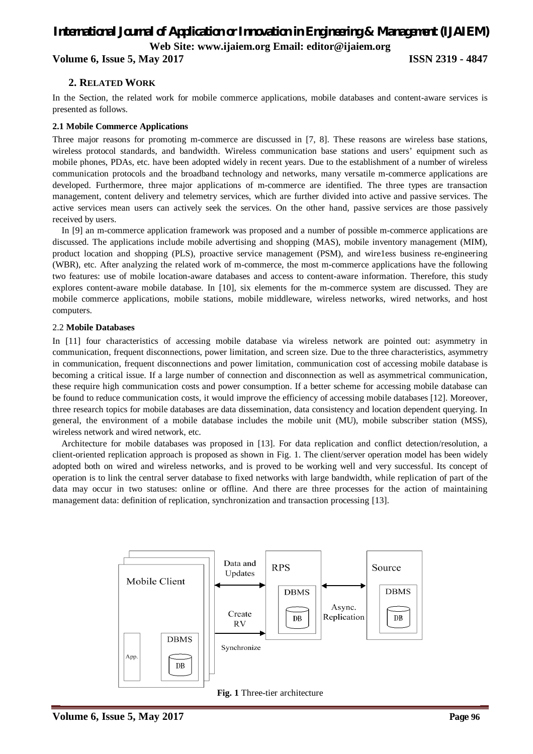## 2. RELATED WORK

In the Section, the related work for mobile commerce applications, mobile databases and content-aware services is presented as follows.

### 2.1 Mobile Commerce Applications

Three major reasons for promoting m-commerce are discussed in [7, 8]. These reasons are wireless base stations, wireless protocol standards, and bandwidth. Wireless communication base stations and users' equipment such as mobile phones, PDAs, etc. have been adopted widely in recent years. Due to the establishment of a number of wireless communication protocols and the broadband technology and networks, many versatile m-commerce applications are developed. Furthermore, three major applications of m-commerce are identified. The three types are transaction management, content delivery and telemetry services, which are further divided into active and passive services. The active services mean users can actively seek the services. On the other hand, passive services are those passively received by users.

In [9] an m-commerce application framework was proposed and a number of possible m-commerce applications are discussed. The applications include mobile advertising and shopping (MAS), mobile inventory management (MIM), product location and shopping (PLS), proactive service management (PSM), and wire1ess business re-engineering (WBR), etc. After analyzing the related work of m-commerce, the most m-commerce applications have the following two features: use of mobile location-aware databases and access to content-aware information. Therefore, this study explores content-aware mobile database. In [10], six elements for the m-commerce system are discussed. They are mobile commerce applications, mobile stations, mobile middleware, wireless networks, wired networks, and host computers.

### 2.2 Mobile Databases

In [11] four characteristics of accessing mobile database via wireless network are pointed out: asymmetry in communication, frequent disconnections, power limitation, and screen size. Due to the three characteristics, asymmetry in communication, frequent disconnections and power limitation, communication cost of accessing mobile database is becoming a critical issue. If a large number of connection and disconnection as well as asymmetrical communication, these require high communication costs and power consumption. If a better scheme for accessing mobile database can be found to reduce communication costs, it would improve the efficiency of accessing mobile databases [12]. Moreover, three research topics for mobile databases are data dissemination, data consistency and location dependent querying. In general, the environment of a mobile database includes the mobile unit (MU), mobile subscriber station (MSS), wireless network and wired network, etc.

Architecture for mobile databases was proposed in [13]. For data replication and conflict detection/resolution, a client-oriented replication approach is proposed as shown in Fig. 1. The client/server operation model has been widely adopted both on wired and wireless networks, and is proved to be working well and very successful. Its concept of operation is to link the central server database to fixed networks with large bandwidth, while replication of part of the data may occur in two statuses: online or offline. And there are three processes for the action of maintaining management data: definition of replication, synchronization and transaction processing [13].

**Fig. 1** Three-tier architecture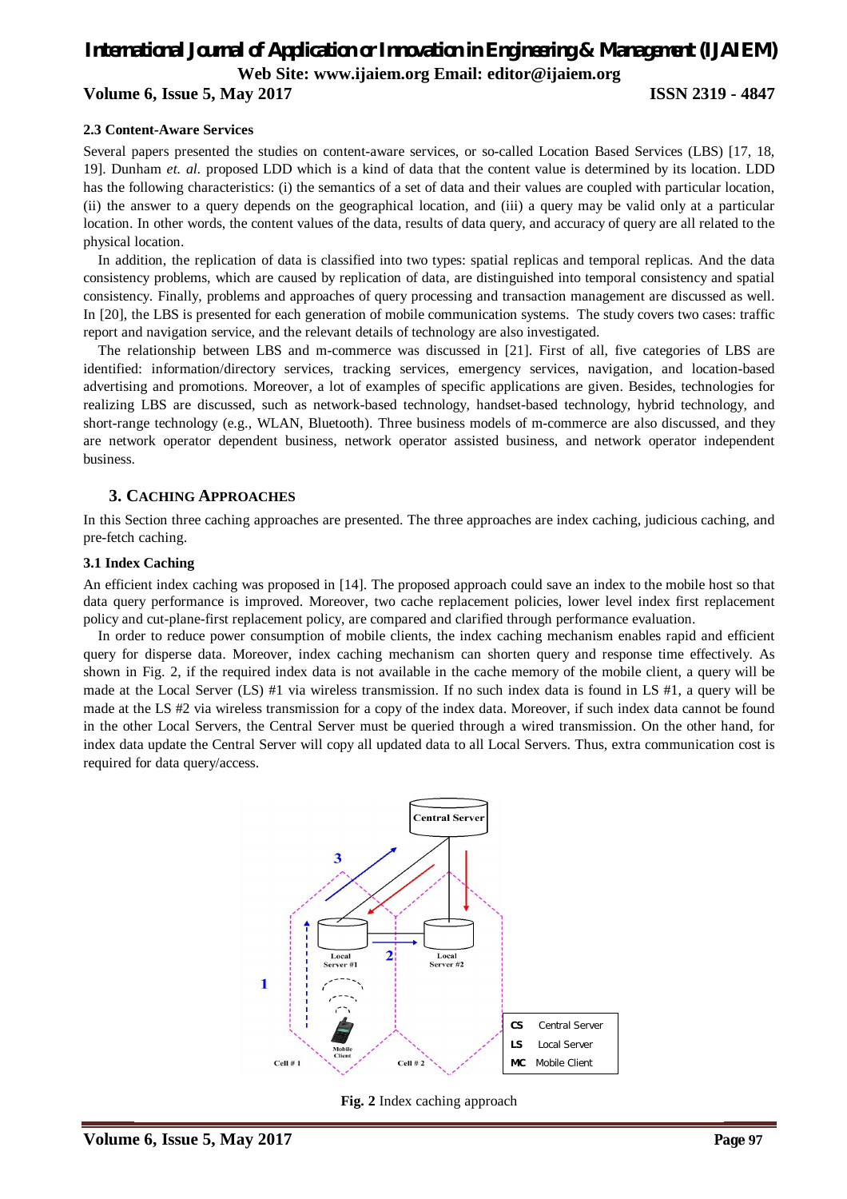### 2.3 Content-Aware Services

Several papers presented the studies on content-aware services, or so-called Location Based Services (LBS) [17, 18, 19]. Dunham *et. al.* proposed LDD which is a kind of data that the content value is determined by its location. LDD has the following characteristics: (i) the semantics of a set of data and their values are coupled with particular location, (ii) the answer to a query depends on the geographical location, and (iii) a query may be valid only at a particular location. In other words, the content values of the data, results of data query, and accuracy of query are all related to the physical location.

In addition, the replication of data is classified into two types: spatial replicas and temporal replicas. And the data consistency problems, which are caused by replication of data, are distinguished into temporal consistency and spatial consistency. Finally, problems and approaches of query processing and transaction management are discussed as well. In [20], the LBS is presented for each generation of mobile communication systems. The study covers two cases: traffic report and navigation service, and the relevant details of technology are also investigated.

The relationship between LBS and m-commerce was discussed in [21]. First of all, five categories of LBS are identified: information/directory services, tracking services, emergency services, navigation, and location-based advertising and promotions. Moreover, a lot of examples of specific applications are given. Besides, technologies for realizing LBS are discussed, such as network-based technology, handset-based technology, hybrid technology, and short-range technology (e.g., WLAN, Bluetooth). Three business models of m-commerce are also discussed, and they are network operator dependent business, network operator assisted business, and network operator independent business.

## 3. Caching Approaches

In this Section three caching approaches are presented. The three approaches are index caching, judicious caching, and pre-fetch caching.

### 3.1 Index Caching

An efficient index caching was proposed in [14]. The proposed approach could save an index to the mobile host so that data query performance is improved. Moreover, two cache replacement policies, lower level index first replacement policy and cut-plane-first replacement policy, are compared and clarified through performance evaluation.

In order to reduce power consumption of mobile clients, the index caching mechanism enables rapid and efficient query for disperse data. Moreover, index caching mechanism can shorten query and response time effectively. As shown in Fig. 2, if the required index data is not available in the cache memory of the mobile client, a query will be made at the Local Server (LS) #1 via wireless transmission. If no such index data is found in LS #1, a query will be made at the LS #2 via wireless transmission for a copy of the index data. Moreover, if such index data cannot be found in the other Local Servers, the Central Server must be queried through a wired transmission. On the other hand, for index data update the Central Server will copy all updated data to all Local Servers. Thus, extra communication cost is required for data query/access.

**Fig. 2** Index caching approach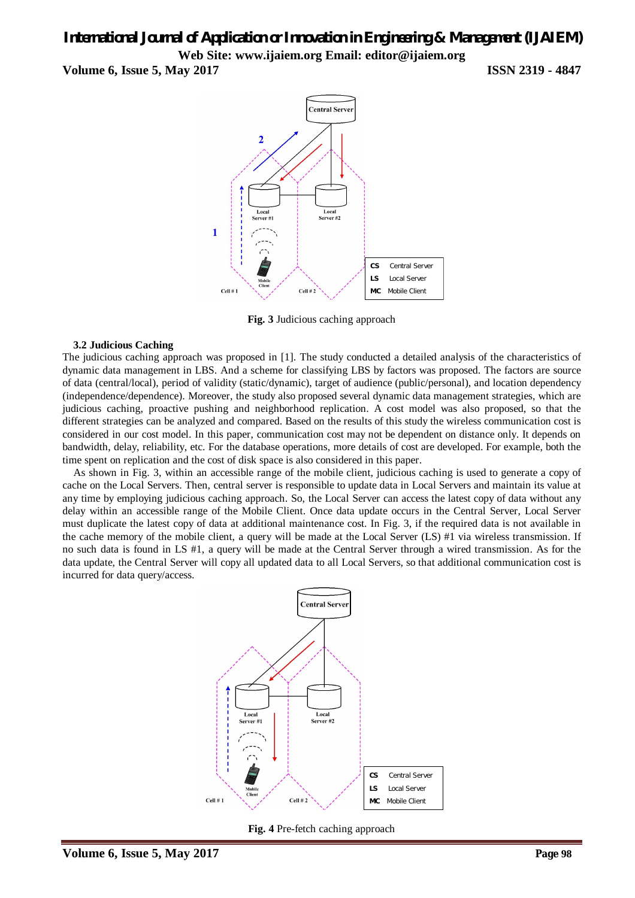Fig. 3 Judicious caching approach

### 3.2 Judicious Caching

The judicious caching approach was proposed in [1]. The study conducted a detailed analysis of the characteristics of dynamic data management in LBS. And a scheme for classifying LBS by factors was proposed. The factors are source of data (central/local), period of validity (static/dynamic), target of audience (public/personal), and location dependency (independence/dependence). Moreover, the study also proposed several dynamic data management strategies, which are judicious caching, proactive pushing and neighborhood replication. A cost model was also proposed, so that the different strategies can be analyzed and compared. Based on the results of this study the wireless communication cost is considered in our cost model. In this paper, communication cost may not be dependent on distance only. It depends on bandwidth, delay, reliability, etc. For the database operations, more details of cost are developed. For example, both the time spent on replication and the cost of disk space is also considered in this paper.

As shown in Fig. 3, within an accessible range of the mobile client, judicious caching is used to generate a copy of cache on the Local Servers. Then, central server is responsible to update data in Local Servers and maintain its value at any time by employing judicious caching approach. So, the Local Server can access the latest copy of data without any delay within an accessible range of the Mobile Client. Once data update occurs in the Central Server, Local Server must duplicate the latest copy of data at additional maintenance cost. In Fig. 3, if the required data is not available in the cache memory of the mobile client, a query will be made at the Local Server (LS) #1 via wireless transmission. If no such data is found in LS #1, a query will be made at the Central Server through a wired transmission. As for the data update, the Central Server will copy all updated data to all Local Servers, so that additional communication cost is incurred for data query/access.

Fig. 4 Pre-fetch caching approach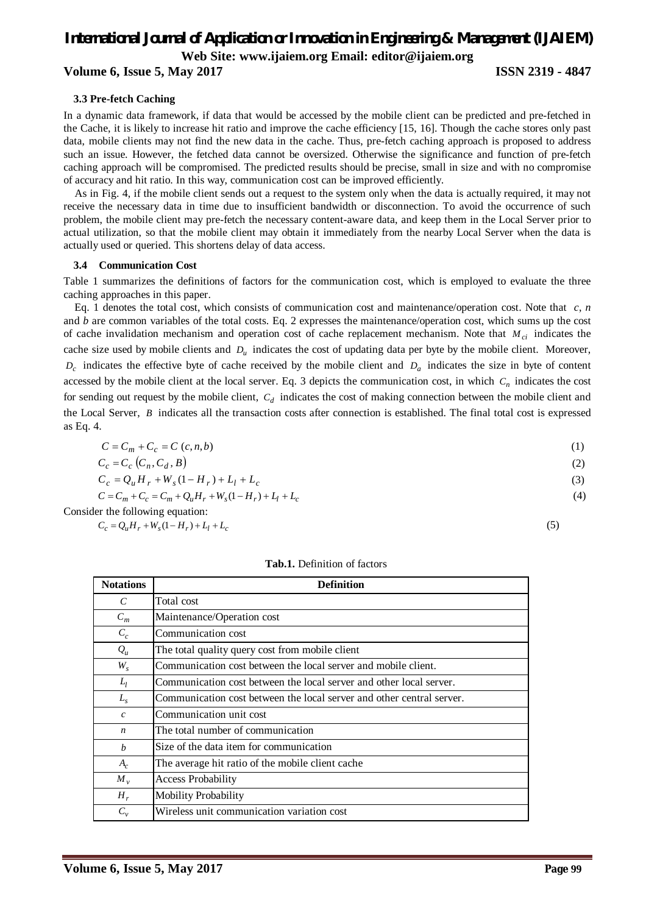### 3.3 Pre-fetch Caching

In a dynamic data framework, if data that would be accessed by the mobile client can be predicted and pre-fetched in the Cache, it is likely to increase hit ratio and improve the cache efficiency [15, 16]. Though the cache stores only past data, mobile clients may not find the new data in the cache. Thus, pre-fetch caching approach is proposed to address such an issue. However, the fetched data cannot be oversized. Otherwise the significance and function of pre-fetch caching approach will be compromised. The predicted results should be precise, small in size and with no compromise of accuracy and hit ratio. In this way, communication cost can be improved efficiently.

As in Fig. 4, if the mobile client sends out a request to the system only when the data is actually required, it may not receive the necessary data in time due to insufficient bandwidth or disconnection. To avoid the occurrence of such problem, the mobile client may pre-fetch the necessary content-aware data, and keep them in the Local Server prior to actual utilization, so that the mobile client may obtain it immediately from the nearby Local Server when the data is actually used or queried. This shortens delay of data access.

### 3.4 Communication Cost

Table 1 summarizes the definitions of factors for the communication cost, which is employed to evaluate the three caching approaches in this paper.

Eq. 1 denotes the total cost, which consists of communication cost and maintenance/operation cost. Note that $c$, $n$ and $b$ are common variables of the total costs. Eq. 2 expresses the maintenance/operation cost, which sums up the cost of cache invalidation mechanism and operation cost of cache replacement mechanism. Note that $M_{ci}$ indicates the cache size used by mobile clients and $D_u$ indicates the cost of updating data per byte by the mobile client. Moreover, $D_c$ indicates the effective byte of cache received by the mobile client and $D_a$ indicates the size in byte of content accessed by the mobile client at the local server. Eq. 3 depicts the communication cost, in which $C_n$ indicates the cost for sending out request by the mobile client, $C_d$ indicates the cost of making connection between the mobile client and the Local Server, $B$ indicates all the transaction costs after connection is established. The final total cost is expressed as Eq. 4.

$$C = C_m + C_c = C\ (c, n, b) \tag{1}$$

$$C_c = C_c\ (C_n, C_d, B) \tag{2}$$

$$C_c = Q_u H_r + W_s (1 - H_r) + L_l + L_c \tag{3}$$

$$C = C_m + C_c = C_m + Q_u H_r + W_s (1 - H_r) + L_l + L_c \tag{4}$$

Consider the following equation:

$$C_c = Q_u H_r + W_s (1 - H_r) + L_l + L_c \tag{5}$$

**Tab.1.** Definition of factors

| Notations | Definition |
|---|---|
| $C$ | Total cost |
| $C_m$ | Maintenance/Operation cost |
| $C_c$ | Communication cost |
| $Q_u$ | The total quality query cost from mobile client |
| $W_s$ | Communication cost between the local server and mobile client. |
| $L_l$ | Communication cost between the local server and other local server. |
| $L_s$ | Communication cost between the local server and other central server. |
| $c$ | Communication unit cost |
| $n$ | The total number of communication |
| $b$ | Size of the data item for communication |
| $A_c$ | The average hit ratio of the mobile client cache |
| $M_v$ | Access Probability |
| $H_r$ | Mobility Probability |
| $C_v$ | Wireless unit communication variation cost |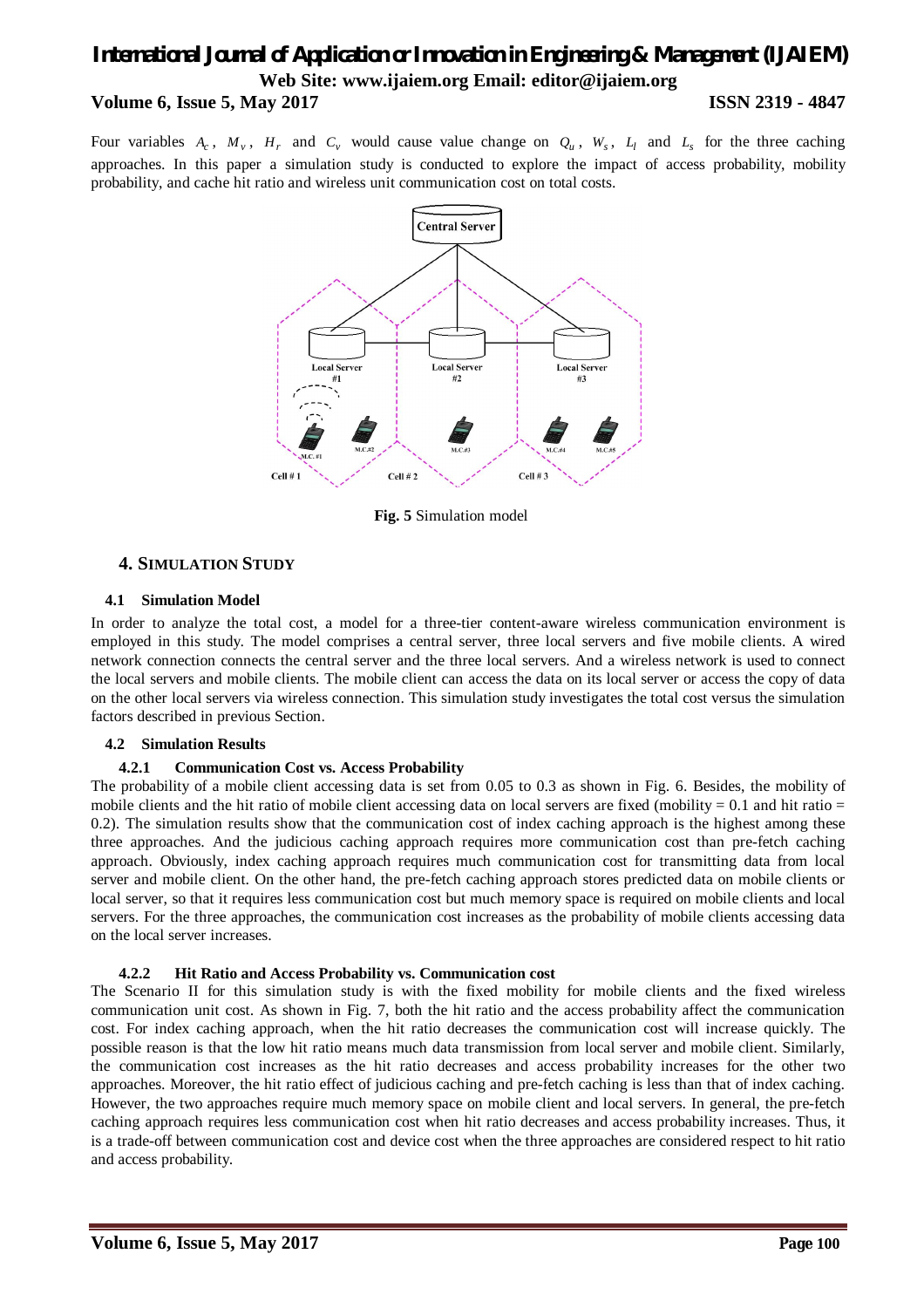Four variables $A_c$, $M_v$, $H_r$ and $C_v$ would cause value change on $Q_u$, $W_s$, $L_l$ and $L_s$ for the three caching approaches. In this paper a simulation study is conducted to explore the impact of access probability, mobility probability, and cache hit ratio and wireless unit communication cost on total costs.

**Fig. 5** Simulation model

## 4. Simulation Study

### 4.1 Simulation Model

In order to analyze the total cost, a model for a three-tier content-aware wireless communication environment is employed in this study. The model comprises a central server, three local servers and five mobile clients. A wired network connection connects the central server and the three local servers. And a wireless network is used to connect the local servers and mobile clients. The mobile client can access the data on its local server or access the copy of data on the other local servers via wireless connection. This simulation study investigates the total cost versus the simulation factors described in previous Section.

### 4.2 Simulation Results

#### 4.2.1 Communication Cost vs. Access Probability

The probability of a mobile client accessing data is set from 0.05 to 0.3 as shown in Fig. 6. Besides, the mobility of mobile clients and the hit ratio of mobile client accessing data on local servers are fixed (mobility = 0.1 and hit ratio = 0.2). The simulation results show that the communication cost of index caching approach is the highest among these three approaches. And the judicious caching approach requires more communication cost than pre-fetch caching approach. Obviously, index caching approach requires much communication cost for transmitting data from local server and mobile client. On the other hand, the pre-fetch caching approach stores predicted data on mobile clients or local server, so that it requires less communication cost but much memory space is required on mobile clients and local servers. For the three approaches, the communication cost increases as the probability of mobile clients accessing data on the local server increases.

#### 4.2.2 Hit Ratio and Access Probability vs. Communication cost

The Scenario II for this simulation study is with the fixed mobility for mobile clients and the fixed wireless communication unit cost. As shown in Fig. 7, both the hit ratio and the access probability affect the communication cost. For index caching approach, when the hit ratio decreases the communication cost will increase quickly. The possible reason is that the low hit ratio means much data transmission from local server and mobile client. Similarly, the communication cost increases as the hit ratio decreases and access probability increases for the other two approaches. Moreover, the hit ratio effect of judicious caching and pre-fetch caching is less than that of index caching. However, the two approaches require much memory space on mobile client and local servers. In general, the pre-fetch caching approach requires less communication cost when hit ratio decreases and access probability increases. Thus, it is a trade-off between communication cost and device cost when the three approaches are considered respect to hit ratio and access probability.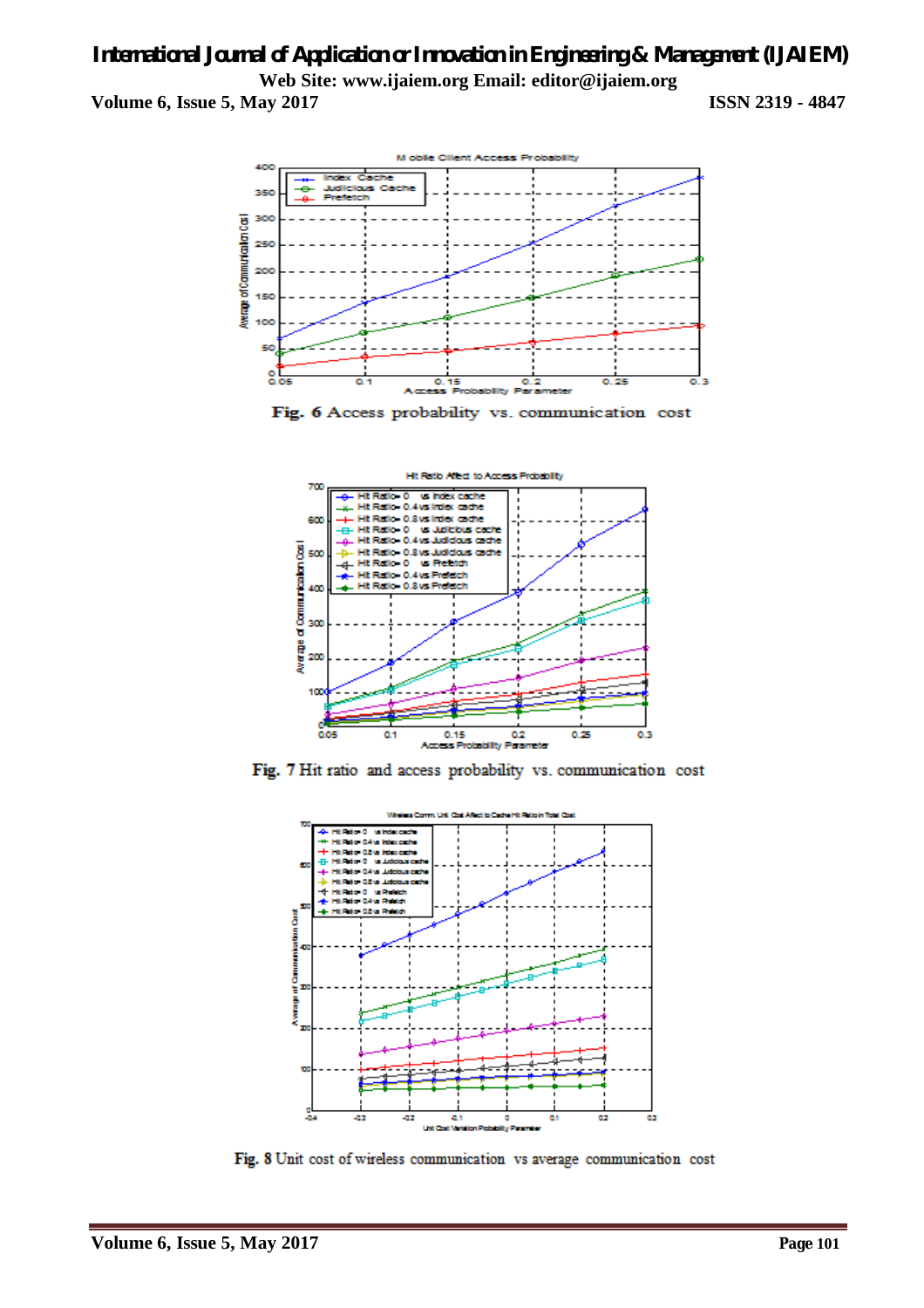Fig. 6 Access probability vs. communication cost

Fig. 7 Hit ratio and access probability vs. communication cost

Fig. 8 Unit cost of wireless communication vs average communication cost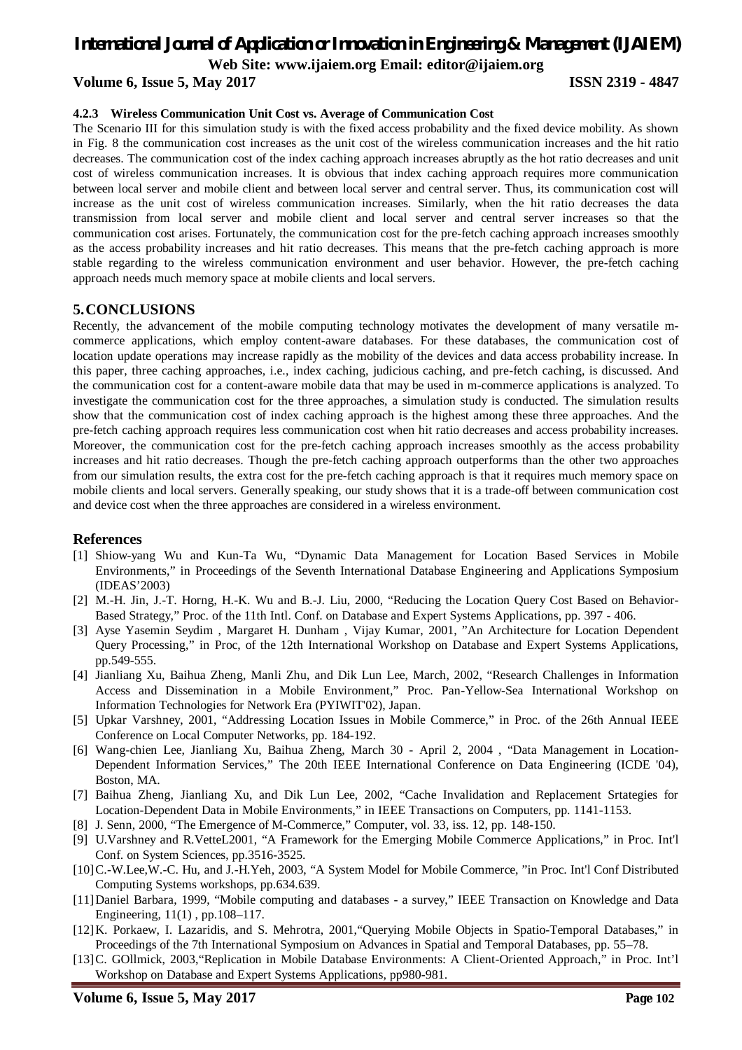#### 4.2.3 Wireless Communication Unit Cost vs. Average of Communication Cost

The Scenario III for this simulation study is with the fixed access probability and the fixed device mobility. As shown in Fig. 8 the communication cost increases as the unit cost of the wireless communication increases and the hit ratio decreases. The communication cost of the index caching approach increases abruptly as the hot ratio decreases and unit cost of wireless communication increases. It is obvious that index caching approach requires more communication between local server and mobile client and between local server and central server. Thus, its communication cost will increase as the unit cost of wireless communication increases. Similarly, when the hit ratio decreases the data transmission from local server and mobile client and local server and central server increases so that the communication cost arises. Fortunately, the communication cost for the pre-fetch caching approach increases smoothly as the access probability increases and hit ratio decreases. This means that the pre-fetch caching approach is more stable regarding to the wireless communication environment and user behavior. However, the pre-fetch caching approach needs much memory space at mobile clients and local servers.

## 5. CONCLUSIONS

Recently, the advancement of the mobile computing technology motivates the development of many versatile m-commerce applications, which employ content-aware databases. For these databases, the communication cost of location update operations may increase rapidly as the mobility of the devices and data access probability increase. In this paper, three caching approaches, i.e., index caching, judicious caching, and pre-fetch caching, is discussed. And the communication cost for a content-aware mobile data that may be used in m-commerce applications is analyzed. To investigate the communication cost for the three approaches, a simulation study is conducted. The simulation results show that the communication cost of index caching approach is the highest among these three approaches. And the pre-fetch caching approach requires less communication cost when hit ratio decreases and access probability increases. Moreover, the communication cost for the pre-fetch caching approach increases smoothly as the access probability increases and hit ratio decreases. Though the pre-fetch caching approach outperforms than the other two approaches from our simulation results, the extra cost for the pre-fetch caching approach is that it requires much memory space on mobile clients and local servers. Generally speaking, our study shows that it is a trade-off between communication cost and device cost when the three approaches are considered in a wireless environment.

## References

[1] Shiow-yang Wu and Kun-Ta Wu, “Dynamic Data Management for Location Based Services in Mobile Environments,” in Proceedings of the Seventh International Database Engineering and Applications Symposium (IDEAS’2003)

[2] M.-H. Jin, J.-T. Horng, H.-K. Wu and B.-J. Liu, 2000, “Reducing the Location Query Cost Based on Behavior-Based Strategy,” Proc. of the 11th Intl. Conf. on Database and Expert Systems Applications, pp. 397 - 406.

[3] Ayse Yasemin Seydim , Margaret H. Dunham , Vijay Kumar, 2001, ”An Architecture for Location Dependent Query Processing,” in Proc, of the 12th International Workshop on Database and Expert Systems Applications, pp.549-555.

[4] Jianliang Xu, Baihua Zheng, Manli Zhu, and Dik Lun Lee, March, 2002, “Research Challenges in Information Access and Dissemination in a Mobile Environment,” Proc. Pan-Yellow-Sea International Workshop on Information Technologies for Network Era (PYIWIT'02), Japan.

[5] Upkar Varshney, 2001, “Addressing Location Issues in Mobile Commerce,” in Proc. of the 26th Annual IEEE Conference on Local Computer Networks, pp. 184-192.

[6] Wang-chien Lee, Jianliang Xu, Baihua Zheng, March 30 - April 2, 2004 , “Data Management in Location-Dependent Information Services,” The 20th IEEE International Conference on Data Engineering (ICDE '04), Boston, MA.

[7] Baihua Zheng, Jianliang Xu, and Dik Lun Lee, 2002, “Cache Invalidation and Replacement Srtategies for Location-Dependent Data in Mobile Environments,” in IEEE Transactions on Computers, pp. 1141-1153.

[8] J. Senn, 2000, “The Emergence of M-Commerce,” Computer, vol. 33, iss. 12, pp. 148-150.

[9] U.Varshney and R.VetteL2001, “A Framework for the Emerging Mobile Commerce Applications,” in Proc. Int'l Conf. on System Sciences, pp.3516-3525.

[10] C.-W.Lee,W.-C. Hu, and J.-H.Yeh, 2003, “A System Model for Mobile Commerce, ”in Proc. Int'l Conf Distributed Computing Systems workshops, pp.634.639.

[11] Daniel Barbara, 1999, “Mobile computing and databases - a survey,” IEEE Transaction on Knowledge and Data Engineering, 11(1) , pp.108–117.

[12] K. Porkaew, I. Lazaridis, and S. Mehrotra, 2001,“Querying Mobile Objects in Spatio-Temporal Databases,” in Proceedings of the 7th International Symposium on Advances in Spatial and Temporal Databases, pp. 55–78.

[13] C. GOllmick, 2003,“Replication in Mobile Database Environments: A Client-Oriented Approach,” in Proc. Int’l Workshop on Database and Expert Systems Applications, pp980-981.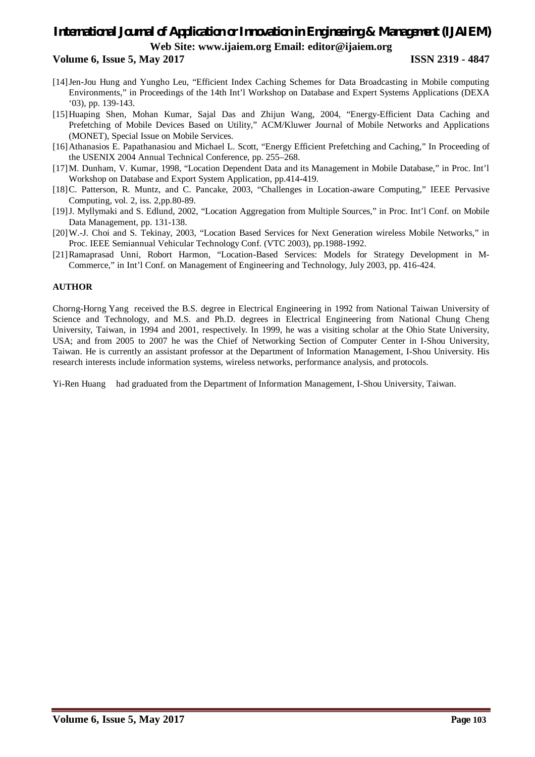[14] Jen-Jou Hung and Yungho Leu, "Efficient Index Caching Schemes for Data Broadcasting in Mobile computing Environments," in Proceedings of the 14th Int'l Workshop on Database and Expert Systems Applications (DEXA '03), pp. 139-143.

[15] Huaping Shen, Mohan Kumar, Sajal Das and Zhijun Wang, 2004, "Energy-Efficient Data Caching and Prefetching of Mobile Devices Based on Utility," ACM/Kluwer Journal of Mobile Networks and Applications (MONET), Special Issue on Mobile Services.

[16] Athanasios E. Papathanasiou and Michael L. Scott, "Energy Efficient Prefetching and Caching," In Proceeding of the USENIX 2004 Annual Technical Conference, pp. 255–268.

[17] M. Dunham, V. Kumar, 1998, "Location Dependent Data and its Management in Mobile Database," in Proc. Int'l Workshop on Database and Export System Application, pp.414-419.

[18] C. Patterson, R. Muntz, and C. Pancake, 2003, "Challenges in Location-aware Computing," IEEE Pervasive Computing, vol. 2, iss. 2,pp.80-89.

[19] J. Myllymaki and S. Edlund, 2002, "Location Aggregation from Multiple Sources," in Proc. Int'l Conf. on Mobile Data Management, pp. 131-138.

[20] W.-J. Choi and S. Tekinay, 2003, "Location Based Services for Next Generation wireless Mobile Networks," in Proc. IEEE Semiannual Vehicular Technology Conf. (VTC 2003), pp.1988-1992.

[21] Ramaprasad Unni, Robort Harmon, "Location-Based Services: Models for Strategy Development in M-Commerce," in Int'l Conf. on Management of Engineering and Technology, July 2003, pp. 416-424.

**AUTHOR**

Chorng-Horng Yang received the B.S. degree in Electrical Engineering in 1992 from National Taiwan University of Science and Technology, and M.S. and Ph.D. degrees in Electrical Engineering from National Chung Cheng University, Taiwan, in 1994 and 2001, respectively. In 1999, he was a visiting scholar at the Ohio State University, USA; and from 2005 to 2007 he was the Chief of Networking Section of Computer Center in I-Shou University, Taiwan. He is currently an assistant professor at the Department of Information Management, I-Shou University. His research interests include information systems, wireless networks, performance analysis, and protocols.

Yi-Ren Huang had graduated from the Department of Information Management, I-Shou University, Taiwan.